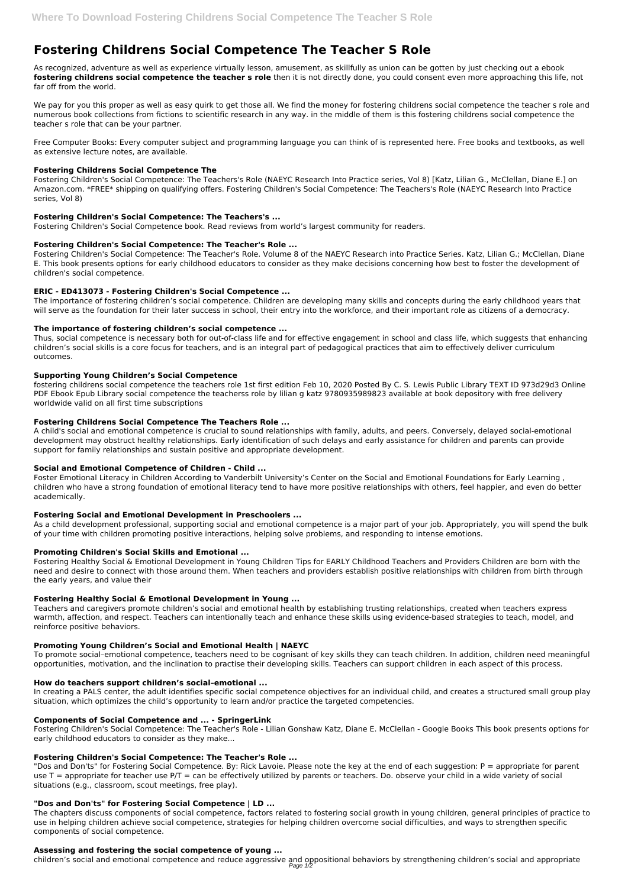# Fostering Childrens Social Competence The Teacher S Role

As recognized, adventure as well as experience virtually lesson, amusement, as skillfully as union can be gotten by just checking out a ebook **fostering childrens social competence the teacher s role** then it is not directly done, you could consent even more approaching this life, not far off from the world.

We pay for you this proper as well as easy quirk to get those all. We find the money for fostering childrens social competence the teacher s role and numerous book collections from fictions to scientific research in any way. in the middle of them is this fostering childrens social competence the teacher s role that can be your partner.

Free Computer Books: Every computer subject and programming language you can think of is represented here. Free books and textbooks, as well as extensive lecture notes, are available.

### Fostering Childrens Social Competence The

Fostering Children's Social Competence: The Teachers's Role (NAEYC Research Into Practice series, Vol 8) [Katz, Lilian G., McClellan, Diane E.] on Amazon.com. *FREE* shipping on qualifying offers. Fostering Children's Social Competence: The Teachers's Role (NAEYC Research Into Practice series, Vol 8)

### Fostering Children's Social Competence: The Teachers's ...

Fostering Children's Social Competence book. Read reviews from world's largest community for readers.

### Fostering Children's Social Competence: The Teacher's Role ...

Fostering Children's Social Competence: The Teacher's Role. Volume 8 of the NAEYC Research into Practice Series. Katz, Lilian G.; McClellan, Diane E. This book presents options for early childhood educators to consider as they make decisions concerning how best to foster the development of children's social competence.

### ERIC - ED413073 - Fostering Children's Social Competence ...

The importance of fostering children's social competence. Children are developing many skills and concepts during the early childhood years that will serve as the foundation for their later success in school, their entry into the workforce, and their important role as citizens of a democracy.

### The importance of fostering children's social competence ...

Thus, social competence is necessary both for out-of-class life and for effective engagement in school and class life, which suggests that enhancing children's social skills is a core focus for teachers, and is an integral part of pedagogical practices that aim to effectively deliver curriculum outcomes.

### Supporting Young Children's Social Competence

fostering childrens social competence the teachers role 1st first edition Feb 10, 2020 Posted By C. S. Lewis Public Library TEXT ID 973d29d3 Online PDF Ebook Epub Library social competence the teacherss role by lilian g katz 9780935989823 available at book depository with free delivery worldwide valid on all first time subscriptions

### Fostering Childrens Social Competence The Teachers Role ...

A child's social and emotional competence is crucial to sound relationships with family, adults, and peers. Conversely, delayed social-emotional development may obstruct healthy relationships. Early identification of such delays and early assistance for children and parents can provide support for family relationships and sustain positive and appropriate development.

### Social and Emotional Competence of Children - Child ...

Foster Emotional Literacy in Children According to Vanderbilt University's Center on the Social and Emotional Foundations for Early Learning , children who have a strong foundation of emotional literacy tend to have more positive relationships with others, feel happier, and even do better academically.

### Fostering Social and Emotional Development in Preschoolers ...

As a child development professional, supporting social and emotional competence is a major part of your job. Appropriately, you will spend the bulk of your time with children promoting positive interactions, helping solve problems, and responding to intense emotions.

### Promoting Children's Social Skills and Emotional ...

Fostering Healthy Social & Emotional Development in Young Children Tips for EARLY Childhood Teachers and Providers Children are born with the need and desire to connect with those around them. When teachers and providers establish positive relationships with children from birth through the early years, and value their

### Fostering Healthy Social & Emotional Development in Young ...

Teachers and caregivers promote children's social and emotional health by establishing trusting relationships, created when teachers express warmth, affection, and respect. Teachers can intentionally teach and enhance these skills using evidence-based strategies to teach, model, and reinforce positive behaviors.

### Promoting Young Children's Social and Emotional Health | NAEYC

To promote social–emotional competence, teachers need to be cognisant of key skills they can teach children. In addition, children need meaningful opportunities, motivation, and the inclination to practise their developing skills. Teachers can support children in each aspect of this process.

### How do teachers support children's social–emotional ...

In creating a PALS center, the adult identifies specific social competence objectives for an individual child, and creates a structured small group play situation, which optimizes the child's opportunity to learn and/or practice the targeted competencies.

### Components of Social Competence and ... - SpringerLink

Fostering Children's Social Competence: The Teacher's Role - Lilian Gonshaw Katz, Diane E. McClellan - Google Books This book presents options for early childhood educators to consider as they make...

### Fostering Children's Social Competence: The Teacher's Role ...

"Dos and Don'ts" for Fostering Social Competence. By: Rick Lavoie. Please note the key at the end of each suggestion: P = appropriate for parent use T = appropriate for teacher use P/T = can be effectively utilized by parents or teachers. Do. observe your child in a wide variety of social situations (e.g., classroom, scout meetings, free play).

### "Dos and Don'ts" for Fostering Social Competence | LD ...

The chapters discuss components of social competence, factors related to fostering social growth in young children, general principles of practice to use in helping children achieve social competence, strategies for helping children overcome social difficulties, and ways to strengthen specific components of social competence.

### Assessing and fostering the social competence of young ...

children's social and emotional competence and reduce aggressive and oppositional behaviors by strengthening children's social and appropriate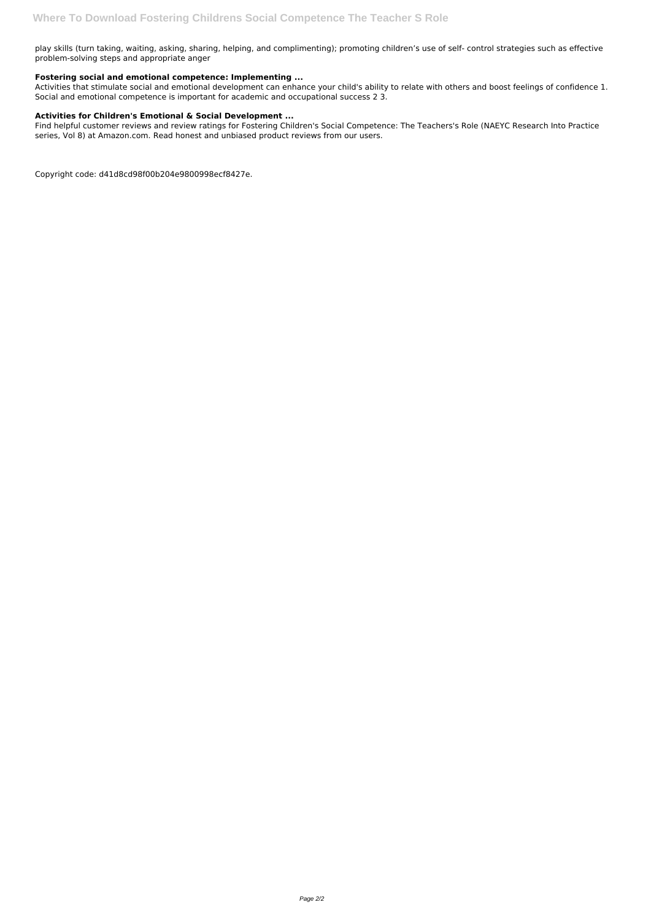play skills (turn taking, waiting, asking, sharing, helping, and complimenting); promoting children's use of self- control strategies such as effective problem-solving steps and appropriate anger

**Fostering social and emotional competence: Implementing ...**

Activities that stimulate social and emotional development can enhance your child's ability to relate with others and boost feelings of confidence 1. Social and emotional competence is important for academic and occupational success 2 3.

**Activities for Children's Emotional & Social Development ...**

Find helpful customer reviews and review ratings for Fostering Children's Social Competence: The Teachers's Role (NAEYC Research Into Practice series, Vol 8) at Amazon.com. Read honest and unbiased product reviews from our users.

Copyright code: d41d8cd98f00b204e9800998ecf8427e.